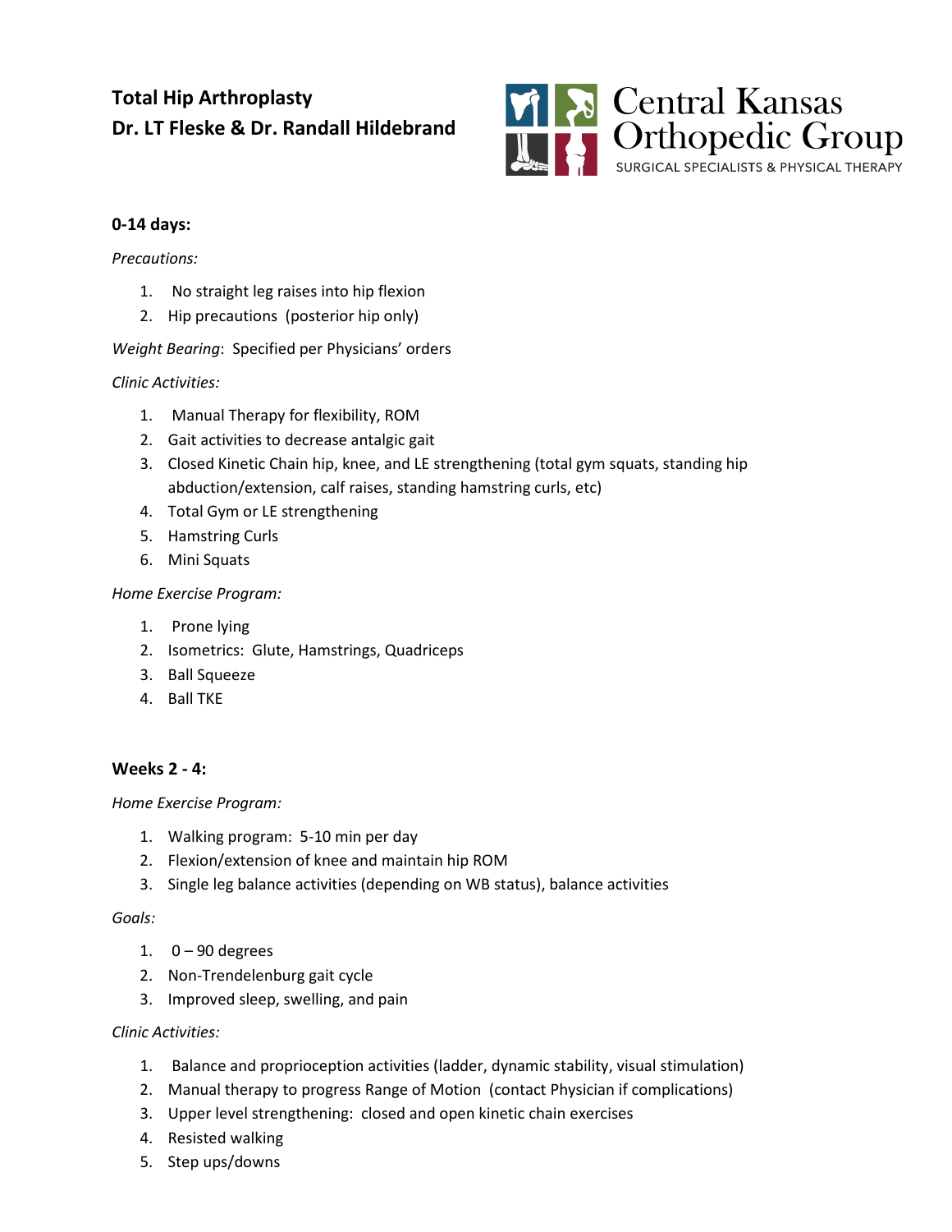# Total Hip Arthroplasty
**Dr. LT Fleske & Dr. Randall Hildebrand**

Central Kansas Orthopedic Group
SURGICAL SPECIALISTS & PHYSICAL THERAPY

## 0-14 days:

*Precautions:*

1. No straight leg raises into hip flexion
2. Hip precautions (posterior hip only)

*Weight Bearing*: Specified per Physicians' orders

*Clinic Activities:*

1. Manual Therapy for flexibility, ROM
2. Gait activities to decrease antalgic gait
3. Closed Kinetic Chain hip, knee, and LE strengthening (total gym squats, standing hip abduction/extension, calf raises, standing hamstring curls, etc)
4. Total Gym or LE strengthening
5. Hamstring Curls
6. Mini Squats

*Home Exercise Program:*

1. Prone lying
2. Isometrics: Glute, Hamstrings, Quadriceps
3. Ball Squeeze
4. Ball TKE

## Weeks 2 - 4:

*Home Exercise Program:*

1. Walking program: 5-10 min per day
2. Flexion/extension of knee and maintain hip ROM
3. Single leg balance activities (depending on WB status), balance activities

*Goals:*

1. 0 – 90 degrees
2. Non-Trendelenburg gait cycle
3. Improved sleep, swelling, and pain

*Clinic Activities:*

1. Balance and proprioception activities (ladder, dynamic stability, visual stimulation)
2. Manual therapy to progress Range of Motion (contact Physician if complications)
3. Upper level strengthening: closed and open kinetic chain exercises
4. Resisted walking
5. Step ups/downs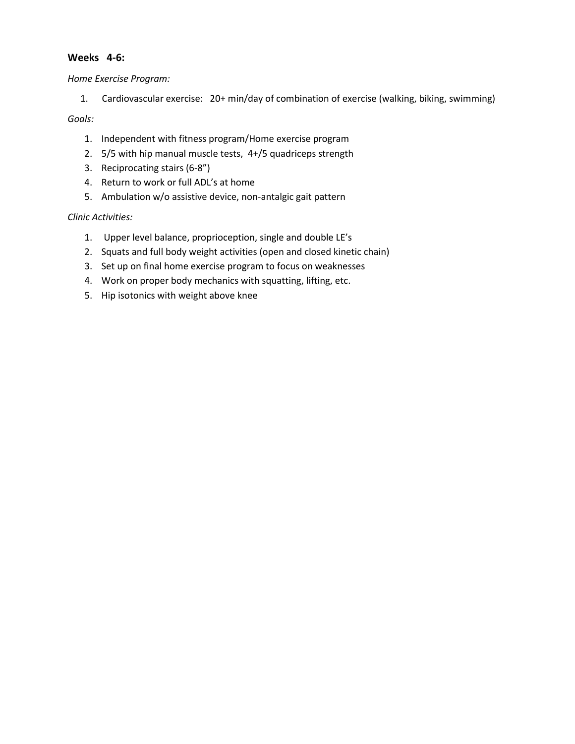**Weeks 4-6:**

*Home Exercise Program:*

1. Cardiovascular exercise: 20+ min/day of combination of exercise (walking, biking, swimming)

*Goals:*

1. Independent with fitness program/Home exercise program
2. 5/5 with hip manual muscle tests, 4+/5 quadriceps strength
3. Reciprocating stairs (6-8")
4. Return to work or full ADL's at home
5. Ambulation w/o assistive device, non-antalgic gait pattern

*Clinic Activities:*

1. Upper level balance, proprioception, single and double LE's
2. Squats and full body weight activities (open and closed kinetic chain)
3. Set up on final home exercise program to focus on weaknesses
4. Work on proper body mechanics with squatting, lifting, etc.
5. Hip isotonics with weight above knee